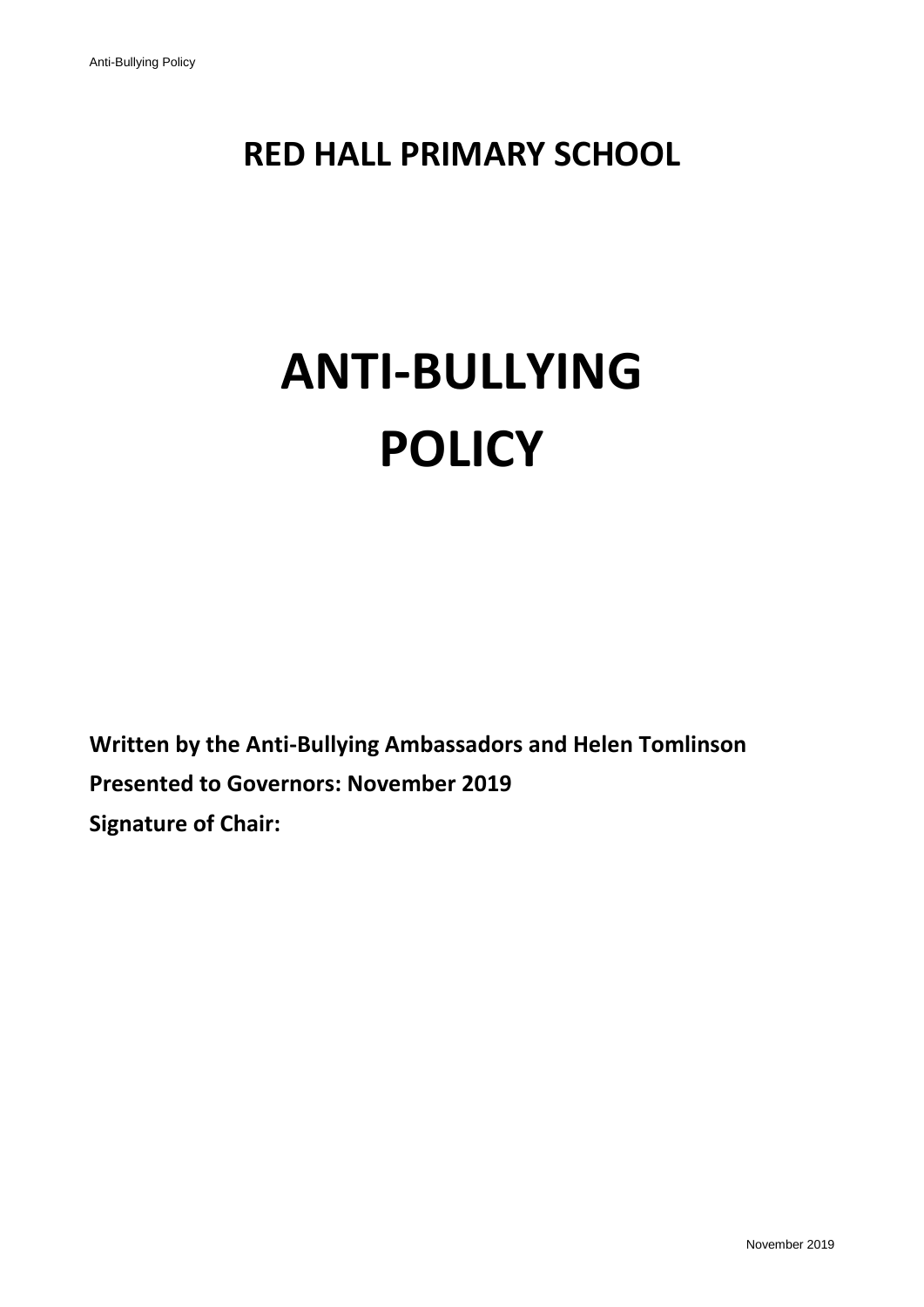# RED HALL PRIMARY SCHOOL

# ANTI-BULLYING POLICY

**Written by the Anti-Bullying Ambassadors and Helen Tomlinson**

**Presented to Governors: November 2019**

**Signature of Chair:**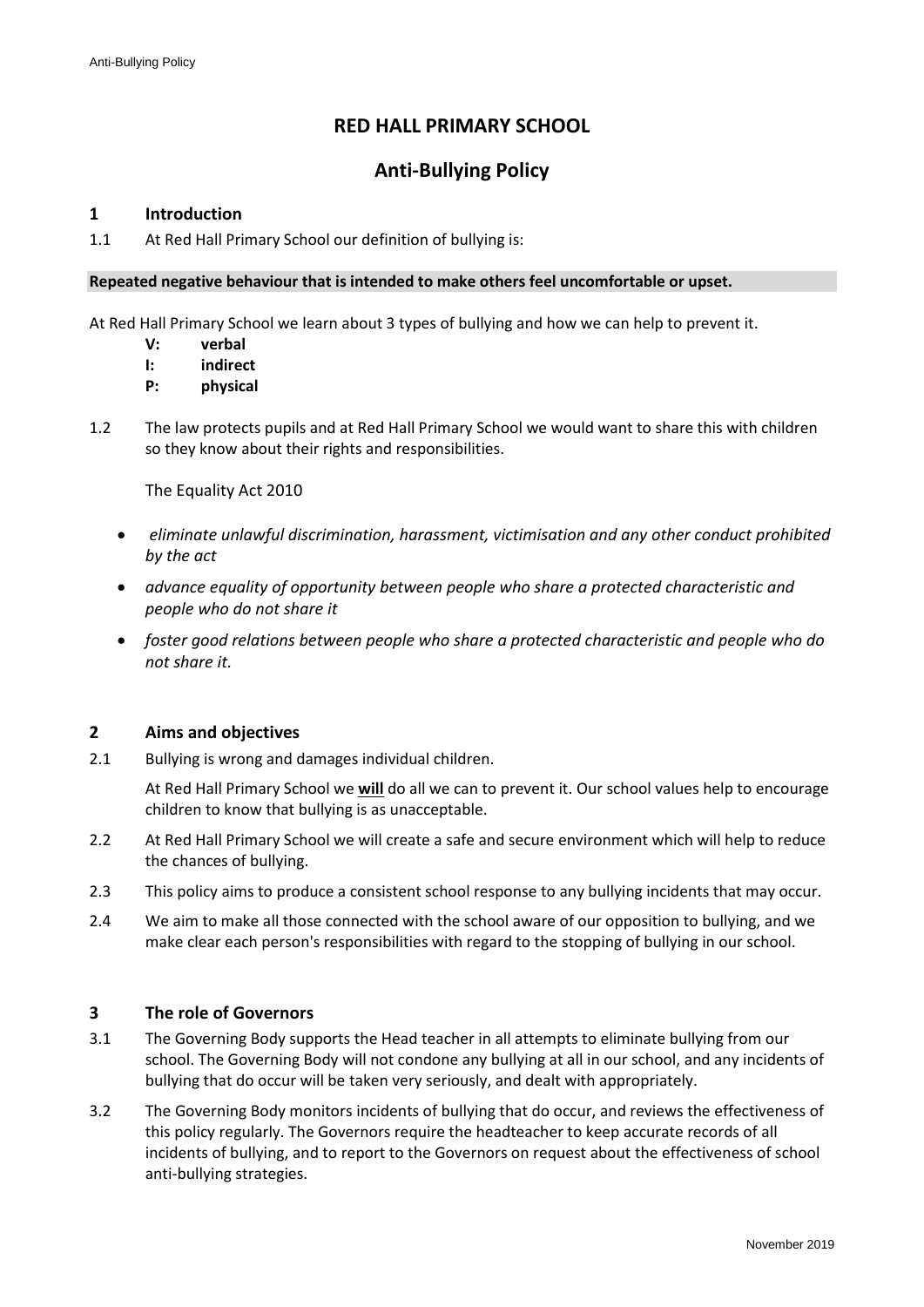# RED HALL PRIMARY SCHOOL

## Anti-Bullying Policy

### 1 Introduction

1.1 At Red Hall Primary School our definition of bullying is:

**Repeated negative behaviour that is intended to make others feel uncomfortable or upset.**

At Red Hall Primary School we learn about 3 types of bullying and how we can help to prevent it.

- **V: verbal**
- **I: indirect**
- **P: physical**

1.2 The law protects pupils and at Red Hall Primary School we would want to share this with children so they know about their rights and responsibilities.

The Equality Act 2010

- *eliminate unlawful discrimination, harassment, victimisation and any other conduct prohibited by the act*
- *advance equality of opportunity between people who share a protected characteristic and people who do not share it*
- *foster good relations between people who share a protected characteristic and people who do not share it.*

### 2 Aims and objectives

2.1 Bullying is wrong and damages individual children.

At Red Hall Primary School we **will** do all we can to prevent it. Our school values help to encourage children to know that bullying is as unacceptable.

2.2 At Red Hall Primary School we will create a safe and secure environment which will help to reduce the chances of bullying.

2.3 This policy aims to produce a consistent school response to any bullying incidents that may occur.

2.4 We aim to make all those connected with the school aware of our opposition to bullying, and we make clear each person's responsibilities with regard to the stopping of bullying in our school.

### 3 The role of Governors

3.1 The Governing Body supports the Head teacher in all attempts to eliminate bullying from our school. The Governing Body will not condone any bullying at all in our school, and any incidents of bullying that do occur will be taken very seriously, and dealt with appropriately.

3.2 The Governing Body monitors incidents of bullying that do occur, and reviews the effectiveness of this policy regularly. The Governors require the headteacher to keep accurate records of all incidents of bullying, and to report to the Governors on request about the effectiveness of school anti-bullying strategies.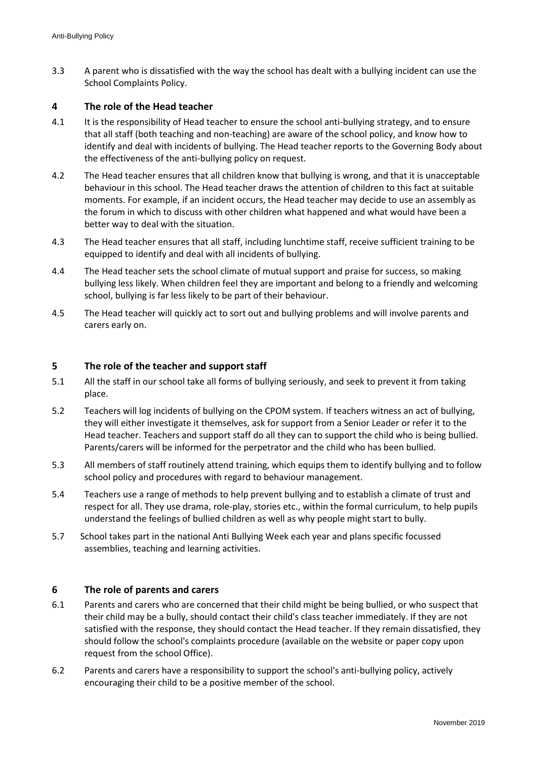3.3 A parent who is dissatisfied with the way the school has dealt with a bullying incident can use the School Complaints Policy.

## 4 The role of the Head teacher

4.1 It is the responsibility of Head teacher to ensure the school anti-bullying strategy, and to ensure that all staff (both teaching and non-teaching) are aware of the school policy, and know how to identify and deal with incidents of bullying. The Head teacher reports to the Governing Body about the effectiveness of the anti-bullying policy on request.

4.2 The Head teacher ensures that all children know that bullying is wrong, and that it is unacceptable behaviour in this school. The Head teacher draws the attention of children to this fact at suitable moments. For example, if an incident occurs, the Head teacher may decide to use an assembly as the forum in which to discuss with other children what happened and what would have been a better way to deal with the situation.

4.3 The Head teacher ensures that all staff, including lunchtime staff, receive sufficient training to be equipped to identify and deal with all incidents of bullying.

4.4 The Head teacher sets the school climate of mutual support and praise for success, so making bullying less likely. When children feel they are important and belong to a friendly and welcoming school, bullying is far less likely to be part of their behaviour.

4.5 The Head teacher will quickly act to sort out and bullying problems and will involve parents and carers early on.

## 5 The role of the teacher and support staff

5.1 All the staff in our school take all forms of bullying seriously, and seek to prevent it from taking place.

5.2 Teachers will log incidents of bullying on the CPOM system. If teachers witness an act of bullying, they will either investigate it themselves, ask for support from a Senior Leader or refer it to the Head teacher. Teachers and support staff do all they can to support the child who is being bullied. Parents/carers will be informed for the perpetrator and the child who has been bullied.

5.3 All members of staff routinely attend training, which equips them to identify bullying and to follow school policy and procedures with regard to behaviour management.

5.4 Teachers use a range of methods to help prevent bullying and to establish a climate of trust and respect for all. They use drama, role-play, stories etc., within the formal curriculum, to help pupils understand the feelings of bullied children as well as why people might start to bully.

5.7 School takes part in the national Anti Bullying Week each year and plans specific focussed assemblies, teaching and learning activities.

## 6 The role of parents and carers

6.1 Parents and carers who are concerned that their child might be being bullied, or who suspect that their child may be a bully, should contact their child's class teacher immediately. If they are not satisfied with the response, they should contact the Head teacher. If they remain dissatisfied, they should follow the school's complaints procedure (available on the website or paper copy upon request from the school Office).

6.2 Parents and carers have a responsibility to support the school's anti-bullying policy, actively encouraging their child to be a positive member of the school.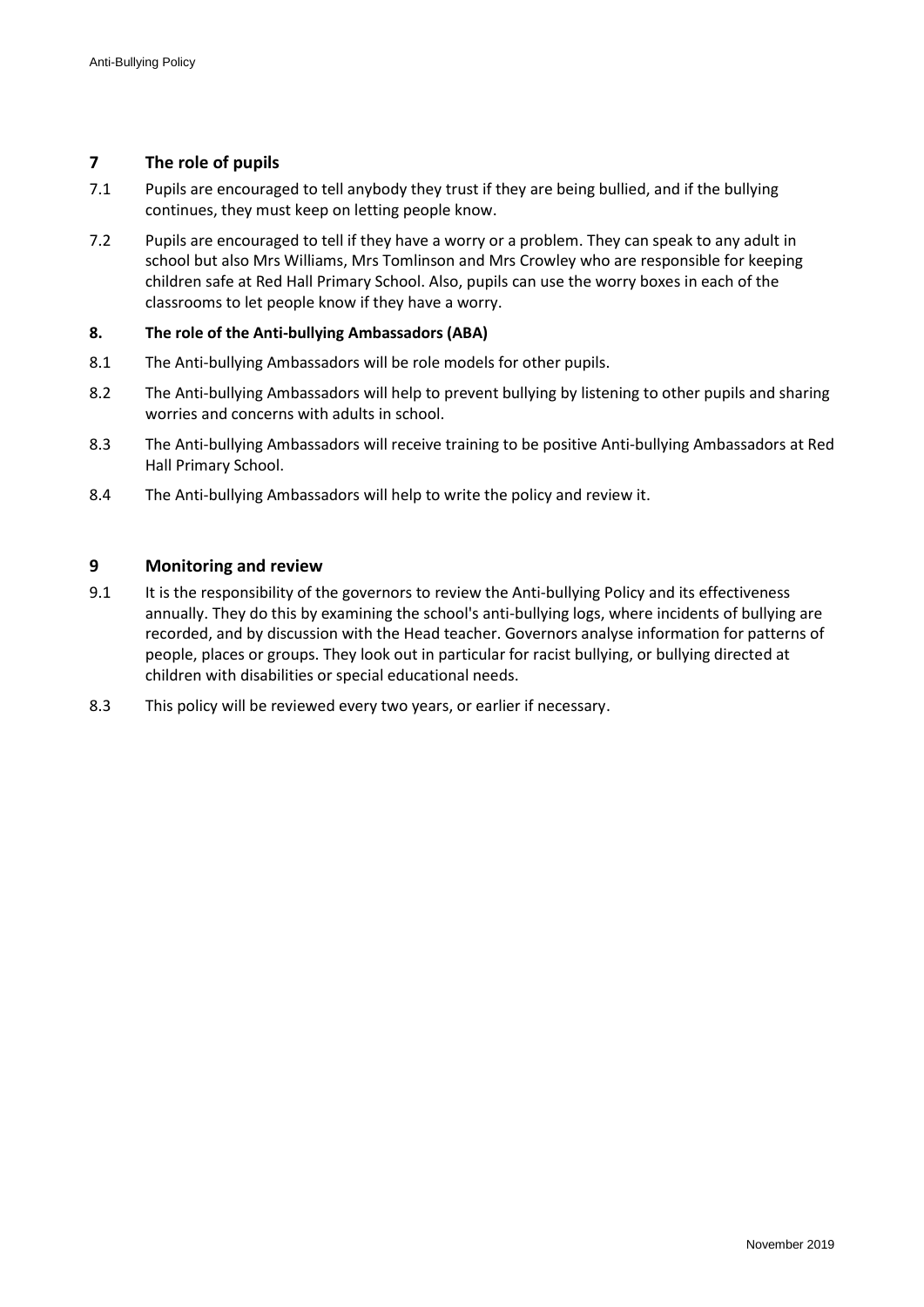## 7 The role of pupils

7.1 Pupils are encouraged to tell anybody they trust if they are being bullied, and if the bullying continues, they must keep on letting people know.

7.2 Pupils are encouraged to tell if they have a worry or a problem. They can speak to any adult in school but also Mrs Williams, Mrs Tomlinson and Mrs Crowley who are responsible for keeping children safe at Red Hall Primary School. Also, pupils can use the worry boxes in each of the classrooms to let people know if they have a worry.

### 8. The role of the Anti-bullying Ambassadors (ABA)

8.1 The Anti-bullying Ambassadors will be role models for other pupils.

8.2 The Anti-bullying Ambassadors will help to prevent bullying by listening to other pupils and sharing worries and concerns with adults in school.

8.3 The Anti-bullying Ambassadors will receive training to be positive Anti-bullying Ambassadors at Red Hall Primary School.

8.4 The Anti-bullying Ambassadors will help to write the policy and review it.

## 9 Monitoring and review

9.1 It is the responsibility of the governors to review the Anti-bullying Policy and its effectiveness annually. They do this by examining the school's anti-bullying logs, where incidents of bullying are recorded, and by discussion with the Head teacher. Governors analyse information for patterns of people, places or groups. They look out in particular for racist bullying, or bullying directed at children with disabilities or special educational needs.

8.3 This policy will be reviewed every two years, or earlier if necessary.